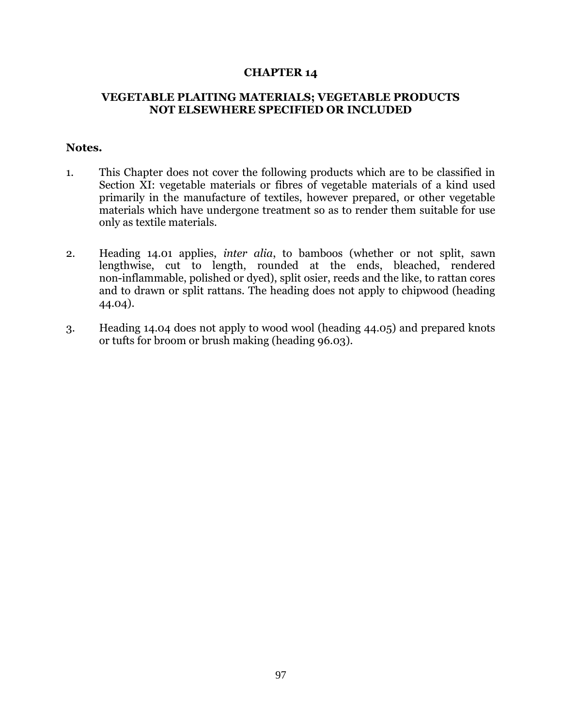# CHAPTER 14

## VEGETABLE PLAITING MATERIALS; VEGETABLE PRODUCTS NOT ELSEWHERE SPECIFIED OR INCLUDED

**Notes.**

1. This Chapter does not cover the following products which are to be classified in Section XI: vegetable materials or fibres of vegetable materials of a kind used primarily in the manufacture of textiles, however prepared, or other vegetable materials which have undergone treatment so as to render them suitable for use only as textile materials.

2. Heading 14.01 applies, *inter alia*, to bamboos (whether or not split, sawn lengthwise, cut to length, rounded at the ends, bleached, rendered non-inflammable, polished or dyed), split osier, reeds and the like, to rattan cores and to drawn or split rattans. The heading does not apply to chipwood (heading 44.04).

3. Heading 14.04 does not apply to wood wool (heading 44.05) and prepared knots or tufts for broom or brush making (heading 96.03).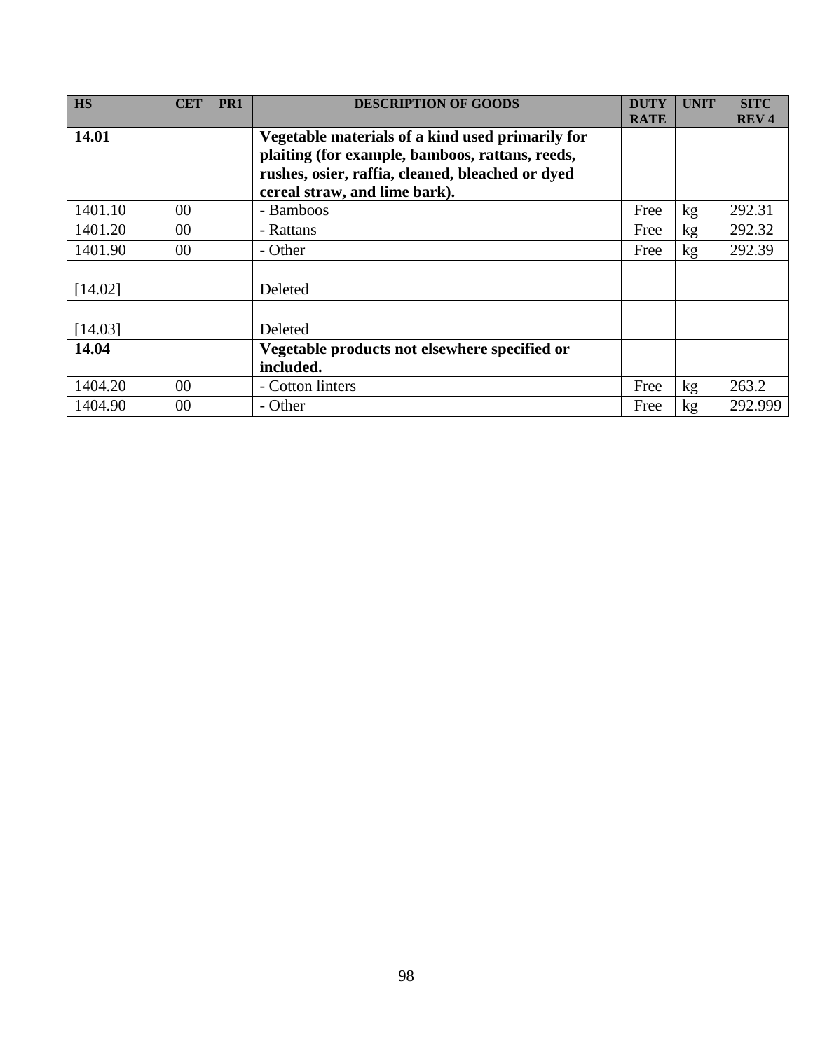| HS | CET | PR1 | DESCRIPTION OF GOODS | DUTY RATE | UNIT | SITC REV 4 |
|---|---|---|---|---|---|---|
| **14.01** | | | **Vegetable materials of a kind used primarily for plaiting (for example, bamboos, rattans, reeds, rushes, osier, raffia, cleaned, bleached or dyed cereal straw, and lime bark).** | | | |
| 1401.10 | 00 | | - Bamboos | Free | kg | 292.31 |
| 1401.20 | 00 | | - Rattans | Free | kg | 292.32 |
| 1401.90 | 00 | | - Other | Free | kg | 292.39 |
| | | | | | | |
| [14.02] | | | Deleted | | | |
| | | | | | | |
| [14.03] | | | Deleted | | | |
| **14.04** | | | **Vegetable products not elsewhere specified or included.** | | | |
| 1404.20 | 00 | | - Cotton linters | Free | kg | 263.2 |
| 1404.90 | 00 | | - Other | Free | kg | 292.999 |